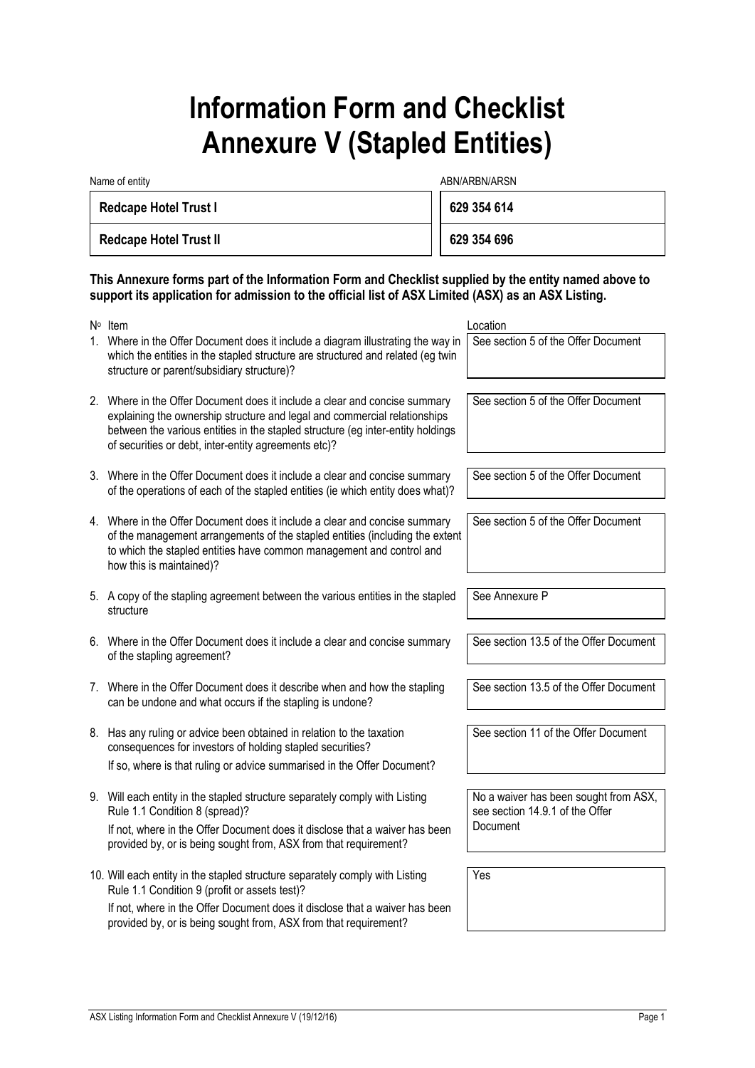# Information Form and Checklist Annexure V (Stapled Entities)

| Name of entity | ABN/ARBN/ARSN |
|---|---|
| **Redcape Hotel Trust I** | **629 354 614** |
| **Redcape Hotel Trust II** | **629 354 696** |

**This Annexure forms part of the Information Form and Checklist supplied by the entity named above to support its application for admission to the official list of ASX Limited (ASX) as an ASX Listing.**

| Nº | Item | Location |
|---|---|---|
| 1. | Where in the Offer Document does it include a diagram illustrating the way in which the entities in the stapled structure are structured and related (eg twin structure or parent/subsidiary structure)? | See section 5 of the Offer Document |
| 2. | Where in the Offer Document does it include a clear and concise summary explaining the ownership structure and legal and commercial relationships between the various entities in the stapled structure (eg inter-entity holdings of securities or debt, inter-entity agreements etc)? | See section 5 of the Offer Document |
| 3. | Where in the Offer Document does it include a clear and concise summary of the operations of each of the stapled entities (ie which entity does what)? | See section 5 of the Offer Document |
| 4. | Where in the Offer Document does it include a clear and concise summary of the management arrangements of the stapled entities (including the extent to which the stapled entities have common management and control and how this is maintained)? | See section 5 of the Offer Document |
| 5. | A copy of the stapling agreement between the various entities in the stapled structure | See Annexure P |
| 6. | Where in the Offer Document does it include a clear and concise summary of the stapling agreement? | See section 13.5 of the Offer Document |
| 7. | Where in the Offer Document does it describe when and how the stapling can be undone and what occurs if the stapling is undone? | See section 13.5 of the Offer Document |
| 8. | Has any ruling or advice been obtained in relation to the taxation consequences for investors of holding stapled securities? If so, where is that ruling or advice summarised in the Offer Document? | See section 11 of the Offer Document |
| 9. | Will each entity in the stapled structure separately comply with Listing Rule 1.1 Condition 8 (spread)? If not, where in the Offer Document does it disclose that a waiver has been provided by, or is being sought from, ASX from that requirement? | No a waiver has been sought from ASX, see section 14.9.1 of the Offer Document |
| 10. | Will each entity in the stapled structure separately comply with Listing Rule 1.1 Condition 9 (profit or assets test)? If not, where in the Offer Document does it disclose that a waiver has been provided by, or is being sought from, ASX from that requirement? | Yes |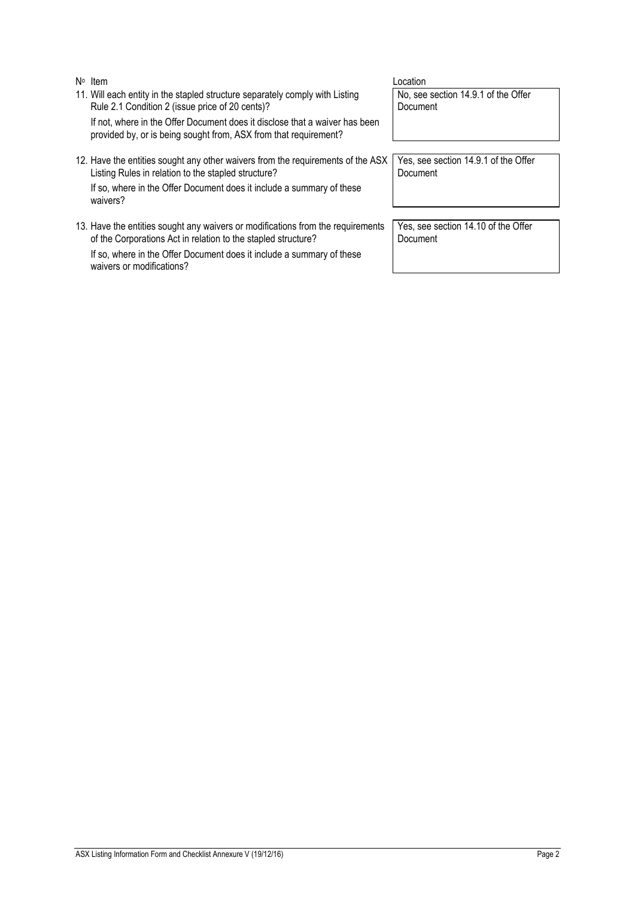| Nº | Item | Location |
| --- | --- | --- |
| 11. | Will each entity in the stapled structure separately comply with Listing Rule 2.1 Condition 2 (issue price of 20 cents)?<br><br>If not, where in the Offer Document does it disclose that a waiver has been provided by, or is being sought from, ASX from that requirement? | No, see section 14.9.1 of the Offer Document |
| 12. | Have the entities sought any other waivers from the requirements of the ASX Listing Rules in relation to the stapled structure?<br><br>If so, where in the Offer Document does it include a summary of these waivers? | Yes, see section 14.9.1 of the Offer Document |
| 13. | Have the entities sought any waivers or modifications from the requirements of the Corporations Act in relation to the stapled structure?<br><br>If so, where in the Offer Document does it include a summary of these waivers or modifications? | Yes, see section 14.10 of the Offer Document |